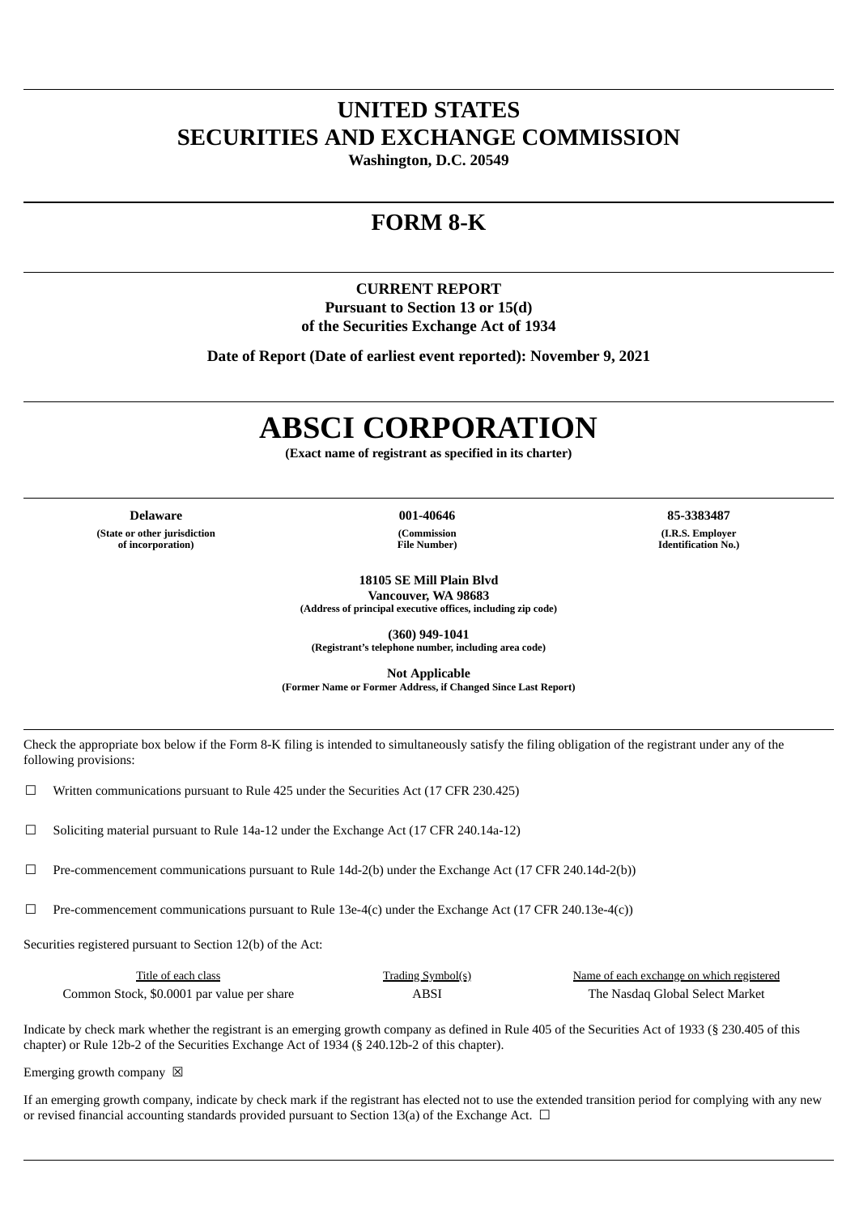# UNITED STATES
# SECURITIES AND EXCHANGE COMMISSION

**Washington, D.C. 20549**

## FORM 8-K

**CURRENT REPORT**
**Pursuant to Section 13 or 15(d)**
**of the Securities Exchange Act of 1934**

**Date of Report (Date of earliest event reported): November 9, 2021**

# ABSCI CORPORATION

**(Exact name of registrant as specified in its charter)**

| Delaware | 001-40646 | 85-3383487 |
|---|---|---|
| (State or other jurisdiction of incorporation) | (Commission File Number) | (I.R.S. Employer Identification No.) |

**18105 SE Mill Plain Blvd**
**Vancouver, WA 98683**
**(Address of principal executive offices, including zip code)**

**(360) 949-1041**
**(Registrant's telephone number, including area code)**

**Not Applicable**
**(Former Name or Former Address, if Changed Since Last Report)**

Check the appropriate box below if the Form 8-K filing is intended to simultaneously satisfy the filing obligation of the registrant under any of the following provisions:

☐ Written communications pursuant to Rule 425 under the Securities Act (17 CFR 230.425)

☐ Soliciting material pursuant to Rule 14a-12 under the Exchange Act (17 CFR 240.14a-12)

☐ Pre-commencement communications pursuant to Rule 14d-2(b) under the Exchange Act (17 CFR 240.14d-2(b))

☐ Pre-commencement communications pursuant to Rule 13e-4(c) under the Exchange Act (17 CFR 240.13e-4(c))

Securities registered pursuant to Section 12(b) of the Act:

| Title of each class | Trading Symbol(s) | Name of each exchange on which registered |
|---|---|---|
| Common Stock, $0.0001 par value per share | ABSI | The Nasdaq Global Select Market |

Indicate by check mark whether the registrant is an emerging growth company as defined in Rule 405 of the Securities Act of 1933 (§ 230.405 of this chapter) or Rule 12b-2 of the Securities Exchange Act of 1934 (§ 240.12b-2 of this chapter).

Emerging growth company ☒

If an emerging growth company, indicate by check mark if the registrant has elected not to use the extended transition period for complying with any new or revised financial accounting standards provided pursuant to Section 13(a) of the Exchange Act. ☐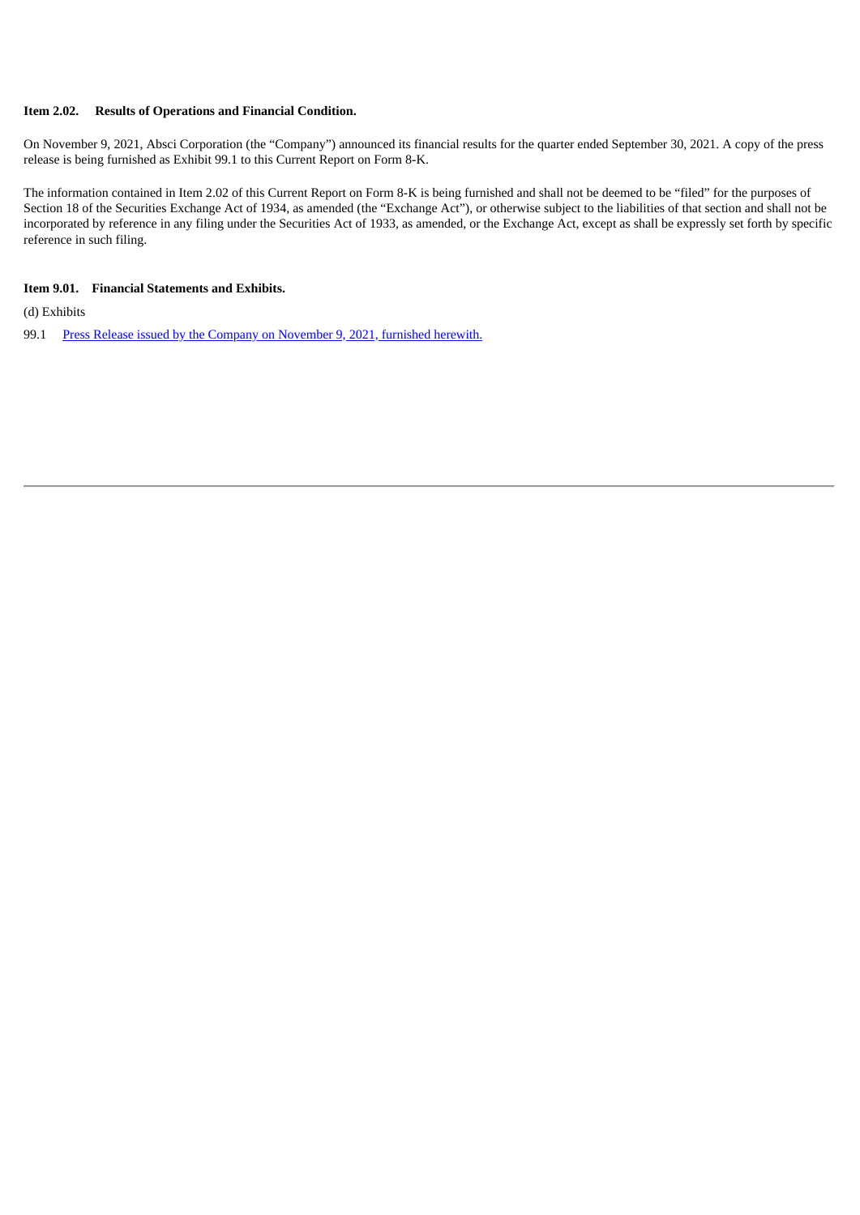**Item 2.02. Results of Operations and Financial Condition.**

On November 9, 2021, Absci Corporation (the "Company") announced its financial results for the quarter ended September 30, 2021. A copy of the press release is being furnished as Exhibit 99.1 to this Current Report on Form 8-K.

The information contained in Item 2.02 of this Current Report on Form 8-K is being furnished and shall not be deemed to be "filed" for the purposes of Section 18 of the Securities Exchange Act of 1934, as amended (the "Exchange Act"), or otherwise subject to the liabilities of that section and shall not be incorporated by reference in any filing under the Securities Act of 1933, as amended, or the Exchange Act, except as shall be expressly set forth by specific reference in such filing.

**Item 9.01. Financial Statements and Exhibits.**

(d) Exhibits

99.1 Press Release issued by the Company on November 9, 2021, furnished herewith.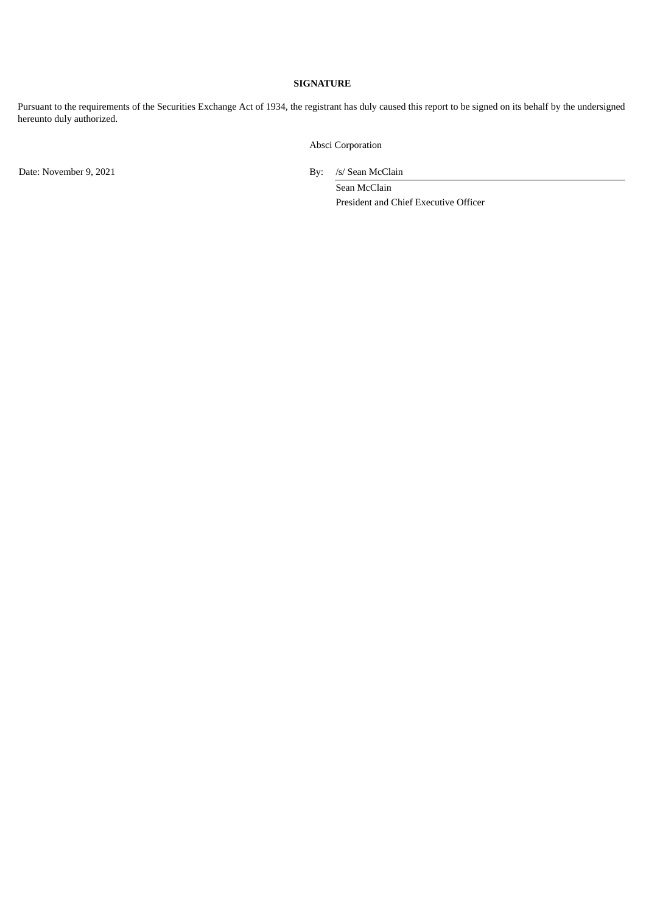**SIGNATURE**

Pursuant to the requirements of the Securities Exchange Act of 1934, the registrant has duly caused this report to be signed on its behalf by the undersigned hereunto duly authorized.

Absci Corporation

Date: November 9, 2021

By: /s/ Sean McClain

Sean McClain

President and Chief Executive Officer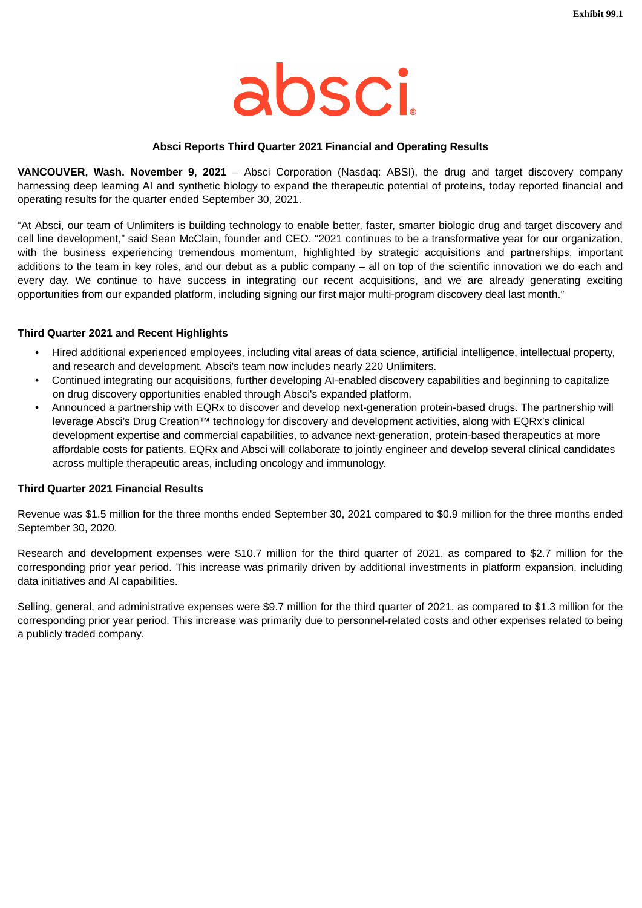Exhibit 99.1

absci

**Absci Reports Third Quarter 2021 Financial and Operating Results**

**VANCOUVER, Wash. November 9, 2021** – Absci Corporation (Nasdaq: ABSI), the drug and target discovery company harnessing deep learning AI and synthetic biology to expand the therapeutic potential of proteins, today reported financial and operating results for the quarter ended September 30, 2021.

"At Absci, our team of Unlimiters is building technology to enable better, faster, smarter biologic drug and target discovery and cell line development," said Sean McClain, founder and CEO. "2021 continues to be a transformative year for our organization, with the business experiencing tremendous momentum, highlighted by strategic acquisitions and partnerships, important additions to the team in key roles, and our debut as a public company – all on top of the scientific innovation we do each and every day. We continue to have success in integrating our recent acquisitions, and we are already generating exciting opportunities from our expanded platform, including signing our first major multi-program discovery deal last month."

**Third Quarter 2021 and Recent Highlights**

- Hired additional experienced employees, including vital areas of data science, artificial intelligence, intellectual property, and research and development. Absci's team now includes nearly 220 Unlimiters.
- Continued integrating our acquisitions, further developing AI-enabled discovery capabilities and beginning to capitalize on drug discovery opportunities enabled through Absci's expanded platform.
- Announced a partnership with EQRx to discover and develop next-generation protein-based drugs. The partnership will leverage Absci's Drug Creation™ technology for discovery and development activities, along with EQRx's clinical development expertise and commercial capabilities, to advance next-generation, protein-based therapeutics at more affordable costs for patients. EQRx and Absci will collaborate to jointly engineer and develop several clinical candidates across multiple therapeutic areas, including oncology and immunology.

**Third Quarter 2021 Financial Results**

Revenue was $1.5 million for the three months ended September 30, 2021 compared to $0.9 million for the three months ended September 30, 2020.

Research and development expenses were $10.7 million for the third quarter of 2021, as compared to $2.7 million for the corresponding prior year period. This increase was primarily driven by additional investments in platform expansion, including data initiatives and AI capabilities.

Selling, general, and administrative expenses were $9.7 million for the third quarter of 2021, as compared to $1.3 million for the corresponding prior year period. This increase was primarily due to personnel-related costs and other expenses related to being a publicly traded company.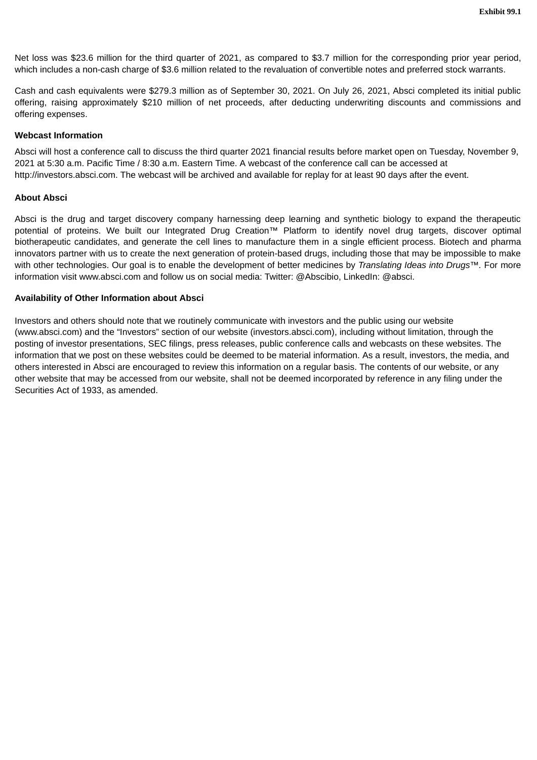Net loss was $23.6 million for the third quarter of 2021, as compared to $3.7 million for the corresponding prior year period, which includes a non-cash charge of $3.6 million related to the revaluation of convertible notes and preferred stock warrants.

Cash and cash equivalents were $279.3 million as of September 30, 2021. On July 26, 2021, Absci completed its initial public offering, raising approximately $210 million of net proceeds, after deducting underwriting discounts and commissions and offering expenses.

**Webcast Information**

Absci will host a conference call to discuss the third quarter 2021 financial results before market open on Tuesday, November 9, 2021 at 5:30 a.m. Pacific Time / 8:30 a.m. Eastern Time. A webcast of the conference call can be accessed at http://investors.absci.com. The webcast will be archived and available for replay for at least 90 days after the event.

**About Absci**

Absci is the drug and target discovery company harnessing deep learning and synthetic biology to expand the therapeutic potential of proteins. We built our Integrated Drug Creation™ Platform to identify novel drug targets, discover optimal biotherapeutic candidates, and generate the cell lines to manufacture them in a single efficient process. Biotech and pharma innovators partner with us to create the next generation of protein-based drugs, including those that may be impossible to make with other technologies. Our goal is to enable the development of better medicines by *Translating Ideas into Drugs*™. For more information visit www.absci.com and follow us on social media: Twitter: @Abscibio, LinkedIn: @absci.

**Availability of Other Information about Absci**

Investors and others should note that we routinely communicate with investors and the public using our website (www.absci.com) and the "Investors" section of our website (investors.absci.com), including without limitation, through the posting of investor presentations, SEC filings, press releases, public conference calls and webcasts on these websites. The information that we post on these websites could be deemed to be material information. As a result, investors, the media, and others interested in Absci are encouraged to review this information on a regular basis. The contents of our website, or any other website that may be accessed from our website, shall not be deemed incorporated by reference in any filing under the Securities Act of 1933, as amended.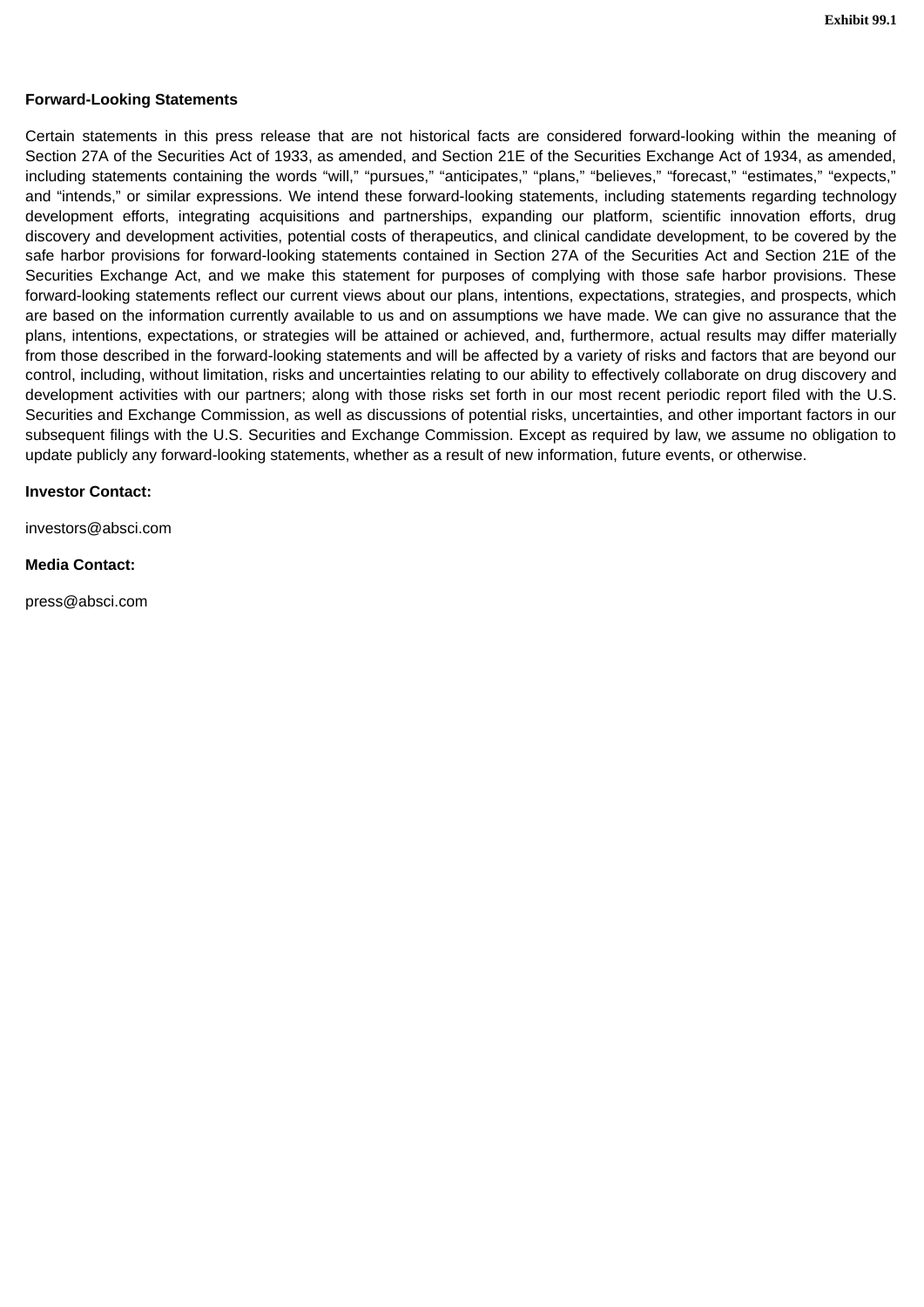**Forward-Looking Statements**

Certain statements in this press release that are not historical facts are considered forward-looking within the meaning of Section 27A of the Securities Act of 1933, as amended, and Section 21E of the Securities Exchange Act of 1934, as amended, including statements containing the words "will," "pursues," "anticipates," "plans," "believes," "forecast," "estimates," "expects," and "intends," or similar expressions. We intend these forward-looking statements, including statements regarding technology development efforts, integrating acquisitions and partnerships, expanding our platform, scientific innovation efforts, drug discovery and development activities, potential costs of therapeutics, and clinical candidate development, to be covered by the safe harbor provisions for forward-looking statements contained in Section 27A of the Securities Act and Section 21E of the Securities Exchange Act, and we make this statement for purposes of complying with those safe harbor provisions. These forward-looking statements reflect our current views about our plans, intentions, expectations, strategies, and prospects, which are based on the information currently available to us and on assumptions we have made. We can give no assurance that the plans, intentions, expectations, or strategies will be attained or achieved, and, furthermore, actual results may differ materially from those described in the forward-looking statements and will be affected by a variety of risks and factors that are beyond our control, including, without limitation, risks and uncertainties relating to our ability to effectively collaborate on drug discovery and development activities with our partners; along with those risks set forth in our most recent periodic report filed with the U.S. Securities and Exchange Commission, as well as discussions of potential risks, uncertainties, and other important factors in our subsequent filings with the U.S. Securities and Exchange Commission. Except as required by law, we assume no obligation to update publicly any forward-looking statements, whether as a result of new information, future events, or otherwise.

**Investor Contact:**

investors@absci.com

**Media Contact:**

press@absci.com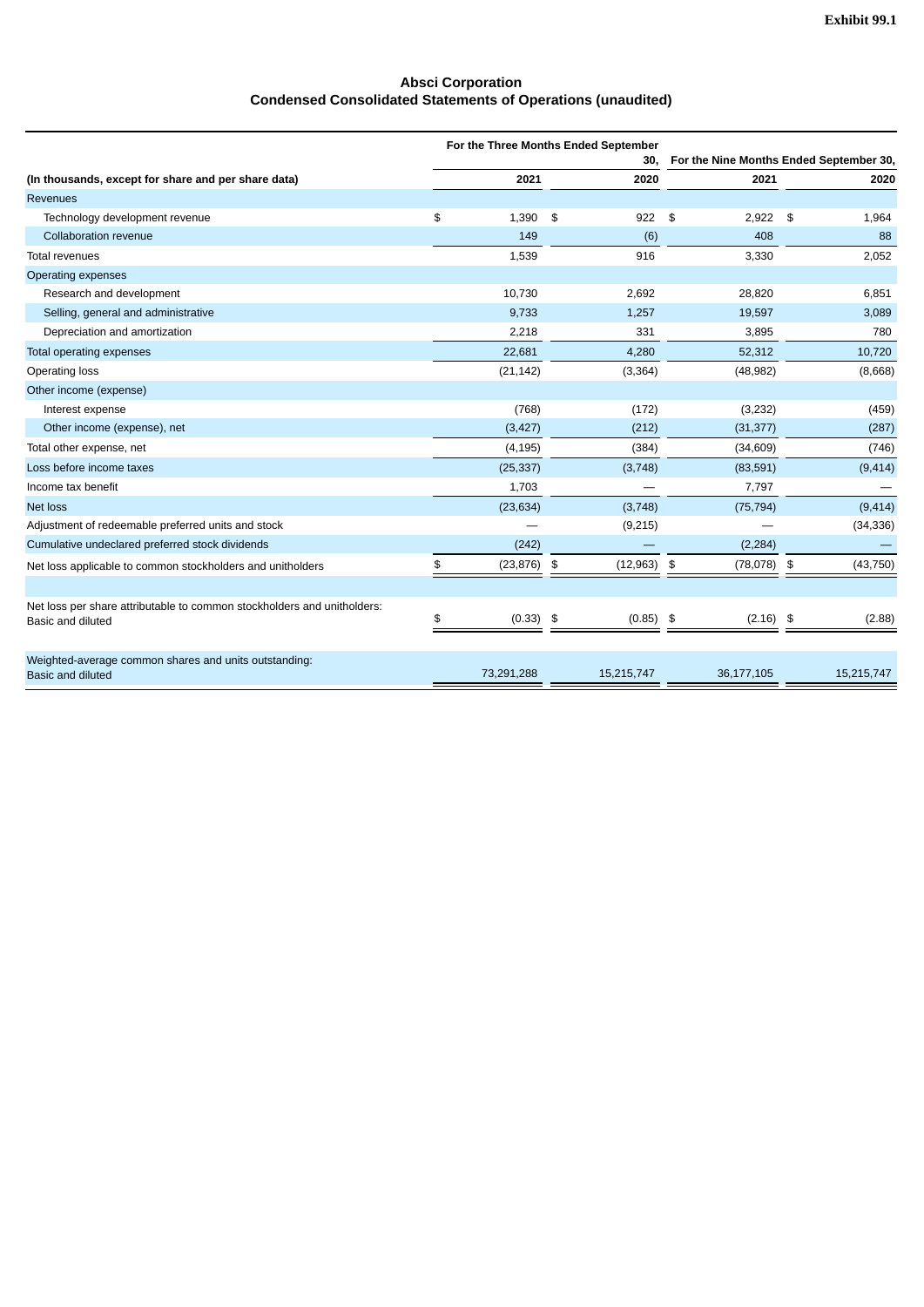**Exhibit 99.1**

# Absci Corporation
## Condensed Consolidated Statements of Operations (unaudited)

| (In thousands, except for share and per share data) | For the Three Months Ended September 30, 2021 | For the Three Months Ended September 30, 2020 | For the Nine Months Ended September 30, 2021 | For the Nine Months Ended September 30, 2020 |
|---|---|---|---|---|
| Revenues | | | | |
| Technology development revenue | $ 1,390 | $ 922 | $ 2,922 | $ 1,964 |
| Collaboration revenue | 149 | (6) | 408 | 88 |
| Total revenues | 1,539 | 916 | 3,330 | 2,052 |
| Operating expenses | | | | |
| Research and development | 10,730 | 2,692 | 28,820 | 6,851 |
| Selling, general and administrative | 9,733 | 1,257 | 19,597 | 3,089 |
| Depreciation and amortization | 2,218 | 331 | 3,895 | 780 |
| Total operating expenses | 22,681 | 4,280 | 52,312 | 10,720 |
| Operating loss | (21,142) | (3,364) | (48,982) | (8,668) |
| Other income (expense) | | | | |
| Interest expense | (768) | (172) | (3,232) | (459) |
| Other income (expense), net | (3,427) | (212) | (31,377) | (287) |
| Total other expense, net | (4,195) | (384) | (34,609) | (746) |
| Loss before income taxes | (25,337) | (3,748) | (83,591) | (9,414) |
| Income tax benefit | 1,703 | — | 7,797 | — |
| Net loss | (23,634) | (3,748) | (75,794) | (9,414) |
| Adjustment of redeemable preferred units and stock | — | (9,215) | — | (34,336) |
| Cumulative undeclared preferred stock dividends | (242) | — | (2,284) | — |
| Net loss applicable to common stockholders and unitholders | $ (23,876) | $ (12,963) | $ (78,078) | $ (43,750) |
| | | | | |
| Net loss per share attributable to common stockholders and unitholders: Basic and diluted | $ (0.33) | $ (0.85) | $ (2.16) | $ (2.88) |
| | | | | |
| Weighted-average common shares and units outstanding: Basic and diluted | 73,291,288 | 15,215,747 | 36,177,105 | 15,215,747 |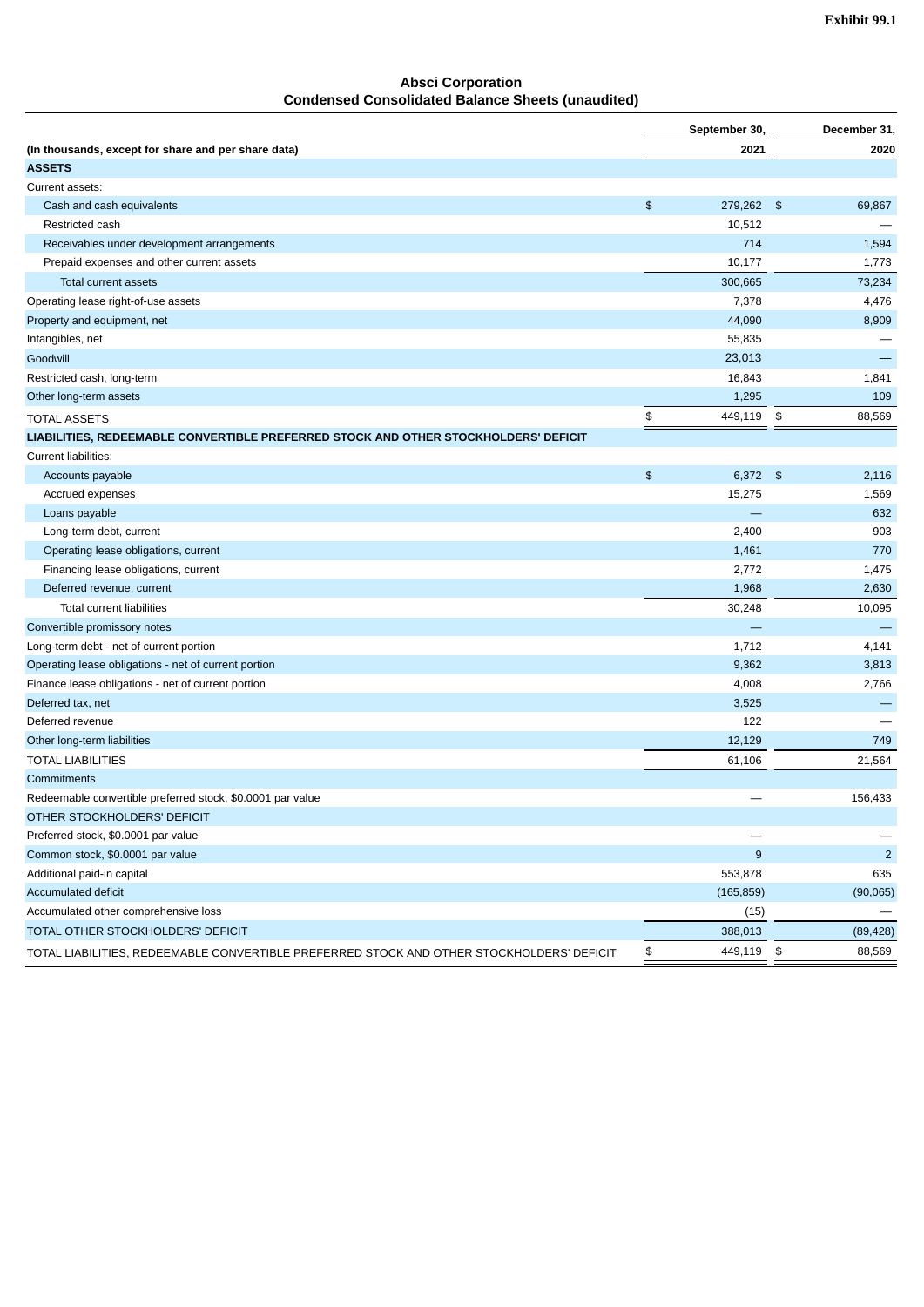Exhibit 99.1

**Absci Corporation**
**Condensed Consolidated Balance Sheets (unaudited)**

| (In thousands, except for share and per share data) | September 30, 2021 | December 31, 2020 |
|---|---|---|
| **ASSETS** | | |
| Current assets: | | |
| Cash and cash equivalents | $ 279,262 | $ 69,867 |
| Restricted cash | 10,512 | — |
| Receivables under development arrangements | 714 | 1,594 |
| Prepaid expenses and other current assets | 10,177 | 1,773 |
| Total current assets | 300,665 | 73,234 |
| Operating lease right-of-use assets | 7,378 | 4,476 |
| Property and equipment, net | 44,090 | 8,909 |
| Intangibles, net | 55,835 | — |
| Goodwill | 23,013 | — |
| Restricted cash, long-term | 16,843 | 1,841 |
| Other long-term assets | 1,295 | 109 |
| TOTAL ASSETS | $ 449,119 | $ 88,569 |
| **LIABILITIES, REDEEMABLE CONVERTIBLE PREFERRED STOCK AND OTHER STOCKHOLDERS' DEFICIT** | | |
| Current liabilities: | | |
| Accounts payable | $ 6,372 | $ 2,116 |
| Accrued expenses | 15,275 | 1,569 |
| Loans payable | — | 632 |
| Long-term debt, current | 2,400 | 903 |
| Operating lease obligations, current | 1,461 | 770 |
| Financing lease obligations, current | 2,772 | 1,475 |
| Deferred revenue, current | 1,968 | 2,630 |
| Total current liabilities | 30,248 | 10,095 |
| Convertible promissory notes | — | — |
| Long-term debt - net of current portion | 1,712 | 4,141 |
| Operating lease obligations - net of current portion | 9,362 | 3,813 |
| Finance lease obligations - net of current portion | 4,008 | 2,766 |
| Deferred tax, net | 3,525 | — |
| Deferred revenue | 122 | — |
| Other long-term liabilities | 12,129 | 749 |
| TOTAL LIABILITIES | 61,106 | 21,564 |
| Commitments | | |
| Redeemable convertible preferred stock, $0.0001 par value | — | 156,433 |
| OTHER STOCKHOLDERS' DEFICIT | | |
| Preferred stock, $0.0001 par value | — | — |
| Common stock, $0.0001 par value | 9 | 2 |
| Additional paid-in capital | 553,878 | 635 |
| Accumulated deficit | (165,859) | (90,065) |
| Accumulated other comprehensive loss | (15) | — |
| TOTAL OTHER STOCKHOLDERS' DEFICIT | 388,013 | (89,428) |
| TOTAL LIABILITIES, REDEEMABLE CONVERTIBLE PREFERRED STOCK AND OTHER STOCKHOLDERS' DEFICIT | $ 449,119 | $ 88,569 |